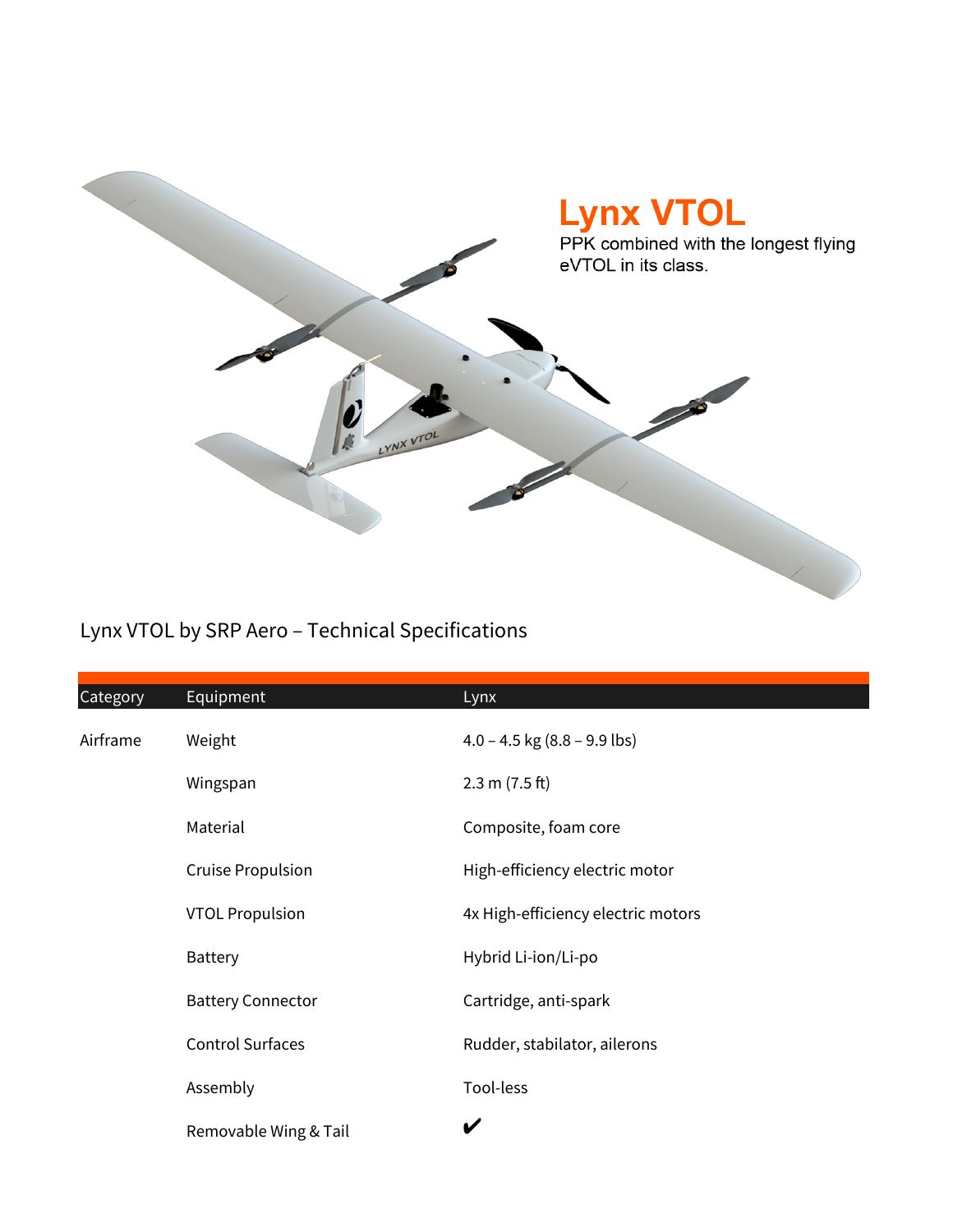# Lynx VTOL

PPK combined with the longest flying eVTOL in its class.

## Lynx VTOL by SRP Aero – Technical Specifications

| Category | Equipment | Lynx |
|---|---|---|
| Airframe | Weight | 4.0 – 4.5 kg (8.8 – 9.9 lbs) |
| | Wingspan | 2.3 m (7.5 ft) |
| | Material | Composite, foam core |
| | Cruise Propulsion | High-efficiency electric motor |
| | VTOL Propulsion | 4x High-efficiency electric motors |
| | Battery | Hybrid Li-ion/Li-po |
| | Battery Connector | Cartridge, anti-spark |
| | Control Surfaces | Rudder, stabilator, ailerons |
| | Assembly | Tool-less |
| | Removable Wing & Tail | ✔ |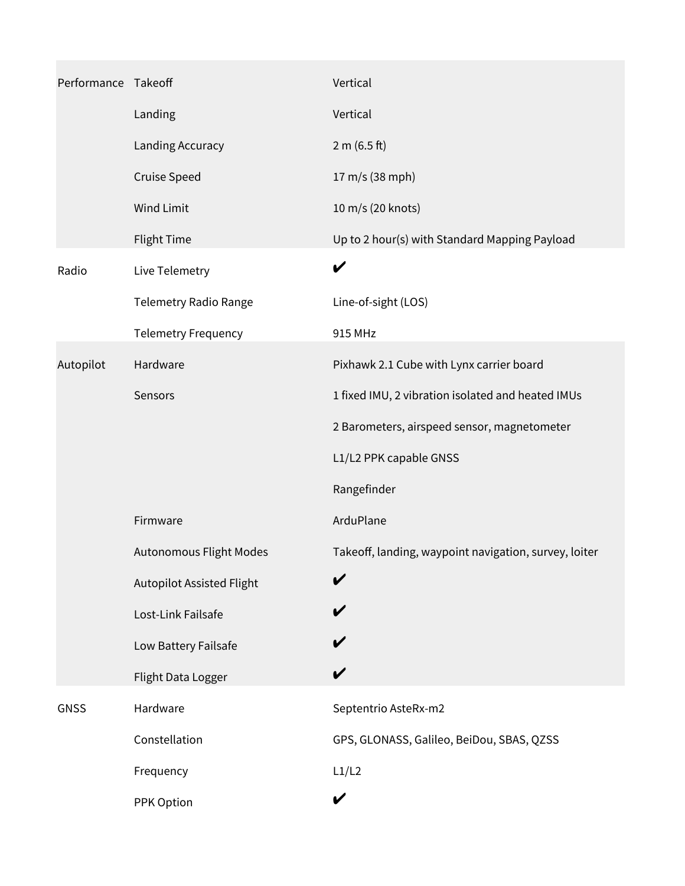| | | |
|---|---|---|
| Performance | Takeoff | Vertical |
| | Landing | Vertical |
| | Landing Accuracy | 2 m (6.5 ft) |
| | Cruise Speed | 17 m/s (38 mph) |
| | Wind Limit | 10 m/s (20 knots) |
| | Flight Time | Up to 2 hour(s) with Standard Mapping Payload |
| Radio | Live Telemetry | ✔ |
| | Telemetry Radio Range | Line-of-sight (LOS) |
| | Telemetry Frequency | 915 MHz |
| Autopilot | Hardware | Pixhawk 2.1 Cube with Lynx carrier board |
| | Sensors | 1 fixed IMU, 2 vibration isolated and heated IMUs |
| | | 2 Barometers, airspeed sensor, magnetometer |
| | | L1/L2 PPK capable GNSS |
| | | Rangefinder |
| | Firmware | ArduPlane |
| | Autonomous Flight Modes | Takeoff, landing, waypoint navigation, survey, loiter |
| | Autopilot Assisted Flight | ✔ |
| | Lost-Link Failsafe | ✔ |
| | Low Battery Failsafe | ✔ |
| | Flight Data Logger | ✔ |
| GNSS | Hardware | Septentrio AsteRx-m2 |
| | Constellation | GPS, GLONASS, Galileo, BeiDou, SBAS, QZSS |
| | Frequency | L1/L2 |
| | PPK Option | ✔ |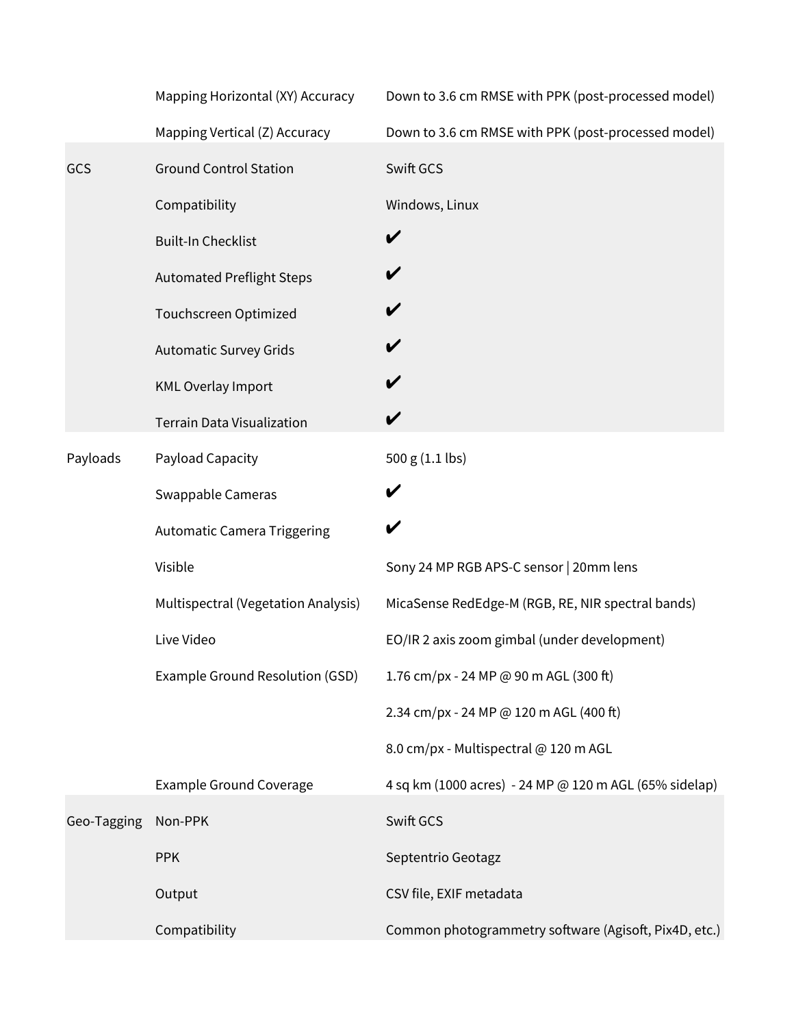| | | |
|---|---|---|
| | Mapping Horizontal (XY) Accuracy | Down to 3.6 cm RMSE with PPK (post-processed model) |
| | Mapping Vertical (Z) Accuracy | Down to 3.6 cm RMSE with PPK (post-processed model) |
| GCS | Ground Control Station | Swift GCS |
| | Compatibility | Windows, Linux |
| | Built-In Checklist | ✔ |
| | Automated Preflight Steps | ✔ |
| | Touchscreen Optimized | ✔ |
| | Automatic Survey Grids | ✔ |
| | KML Overlay Import | ✔ |
| | Terrain Data Visualization | ✔ |
| Payloads | Payload Capacity | 500 g (1.1 lbs) |
| | Swappable Cameras | ✔ |
| | Automatic Camera Triggering | ✔ |
| | Visible | Sony 24 MP RGB APS-C sensor \| 20mm lens |
| | Multispectral (Vegetation Analysis) | MicaSense RedEdge-M (RGB, RE, NIR spectral bands) |
| | Live Video | EO/IR 2 axis zoom gimbal (under development) |
| | Example Ground Resolution (GSD) | 1.76 cm/px - 24 MP @ 90 m AGL (300 ft) |
| | | 2.34 cm/px - 24 MP @ 120 m AGL (400 ft) |
| | | 8.0 cm/px - Multispectral @ 120 m AGL |
| | Example Ground Coverage | 4 sq km (1000 acres) - 24 MP @ 120 m AGL (65% sidelap) |
| Geo-Tagging | Non-PPK | Swift GCS |
| | PPK | Septentrio Geotagz |
| | Output | CSV file, EXIF metadata |
| | Compatibility | Common photogrammetry software (Agisoft, Pix4D, etc.) |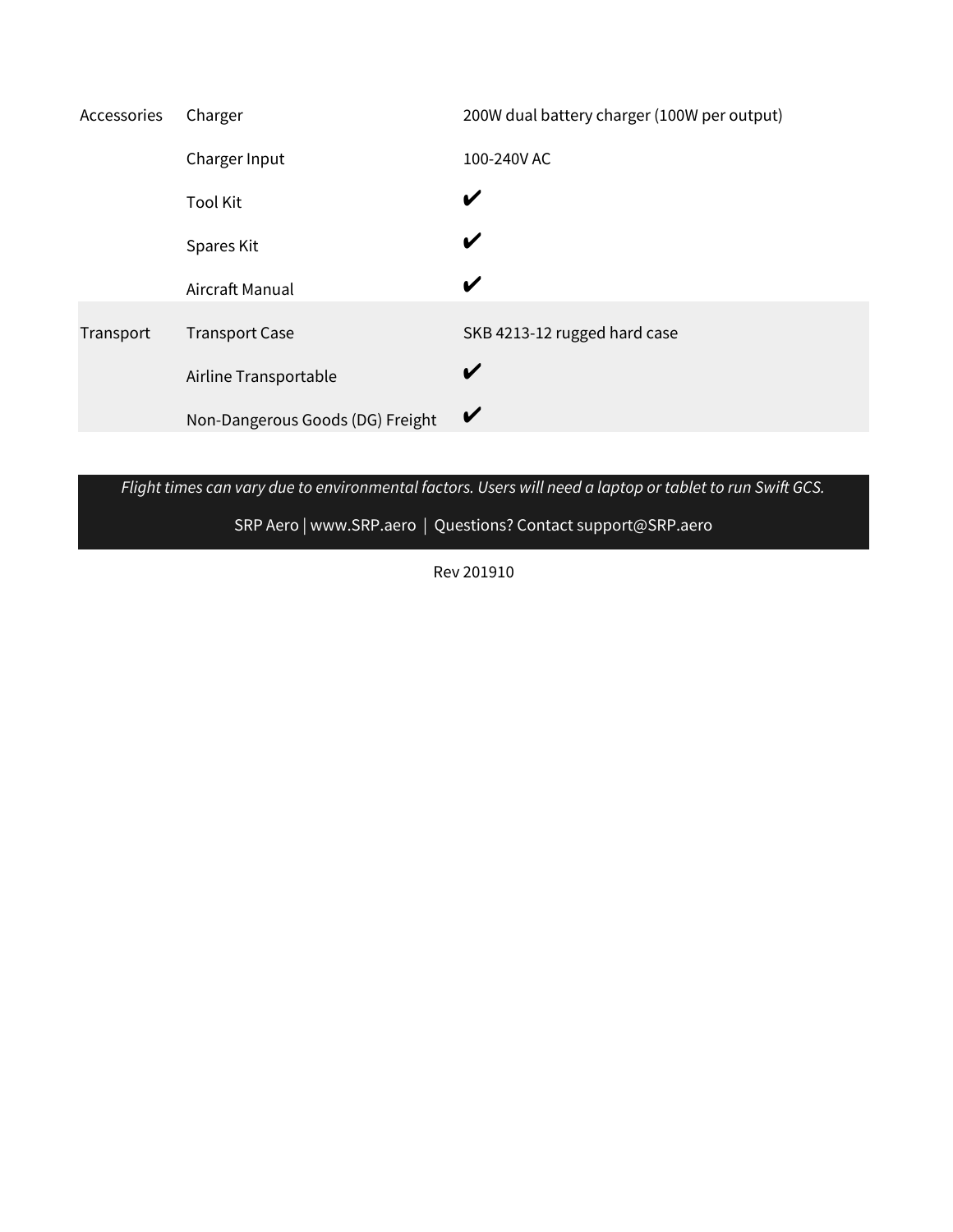| | | |
|---|---|---|
| Accessories | Charger | 200W dual battery charger (100W per output) |
| | Charger Input | 100-240V AC |
| | Tool Kit | ✔ |
| | Spares Kit | ✔ |
| | Aircraft Manual | ✔ |
| Transport | Transport Case | SKB 4213-12 rugged hard case |
| | Airline Transportable | ✔ |
| | Non-Dangerous Goods (DG) Freight | ✔ |

*Flight times can vary due to environmental factors. Users will need a laptop or tablet to run Swift GCS.*

SRP Aero | www.SRP.aero | Questions? Contact support@SRP.aero

Rev 201910